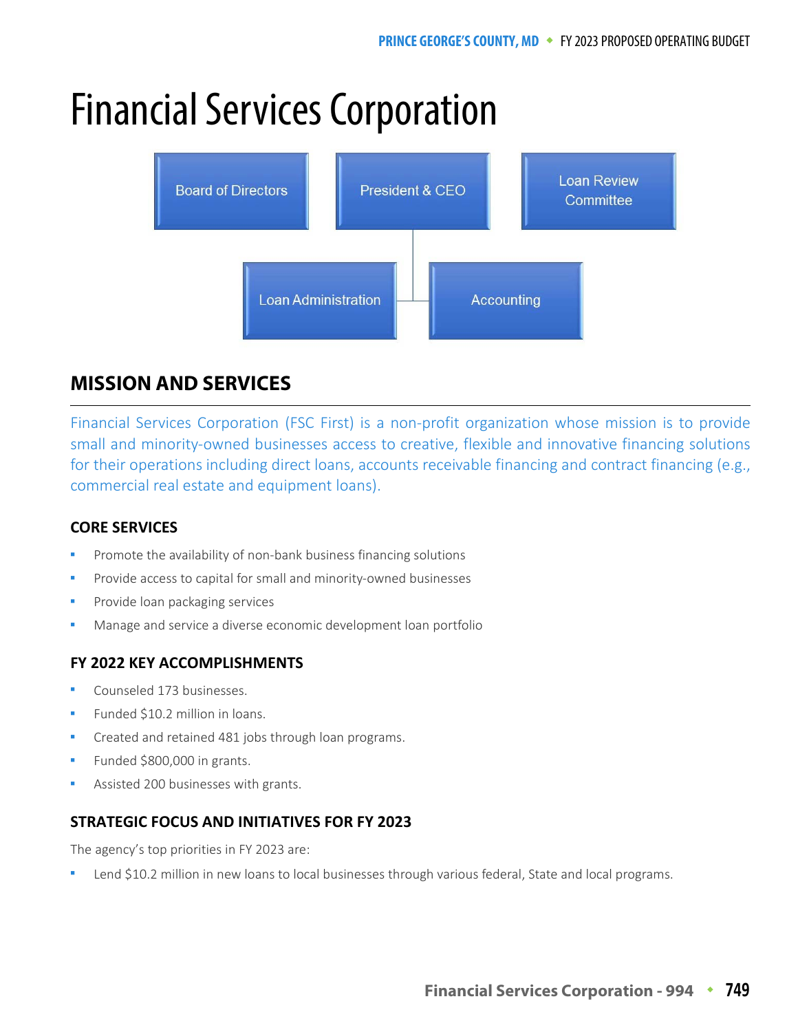# Financial Services Corporation

Board of Directors

President & CEO

Loan Review Committee

Loan Administration

Accounting

## MISSION AND SERVICES

Financial Services Corporation (FSC First) is a non-profit organization whose mission is to provide small and minority-owned businesses access to creative, flexible and innovative financing solutions for their operations including direct loans, accounts receivable financing and contract financing (e.g., commercial real estate and equipment loans).

### CORE SERVICES

- Promote the availability of non-bank business financing solutions
- Provide access to capital for small and minority-owned businesses
- Provide loan packaging services
- Manage and service a diverse economic development loan portfolio

### FY 2022 KEY ACCOMPLISHMENTS

- Counseled 173 businesses.
- Funded $10.2 million in loans.
- Created and retained 481 jobs through loan programs.
- Funded $800,000 in grants.
- Assisted 200 businesses with grants.

### STRATEGIC FOCUS AND INITIATIVES FOR FY 2023

The agency's top priorities in FY 2023 are:

- Lend $10.2 million in new loans to local businesses through various federal, State and local programs.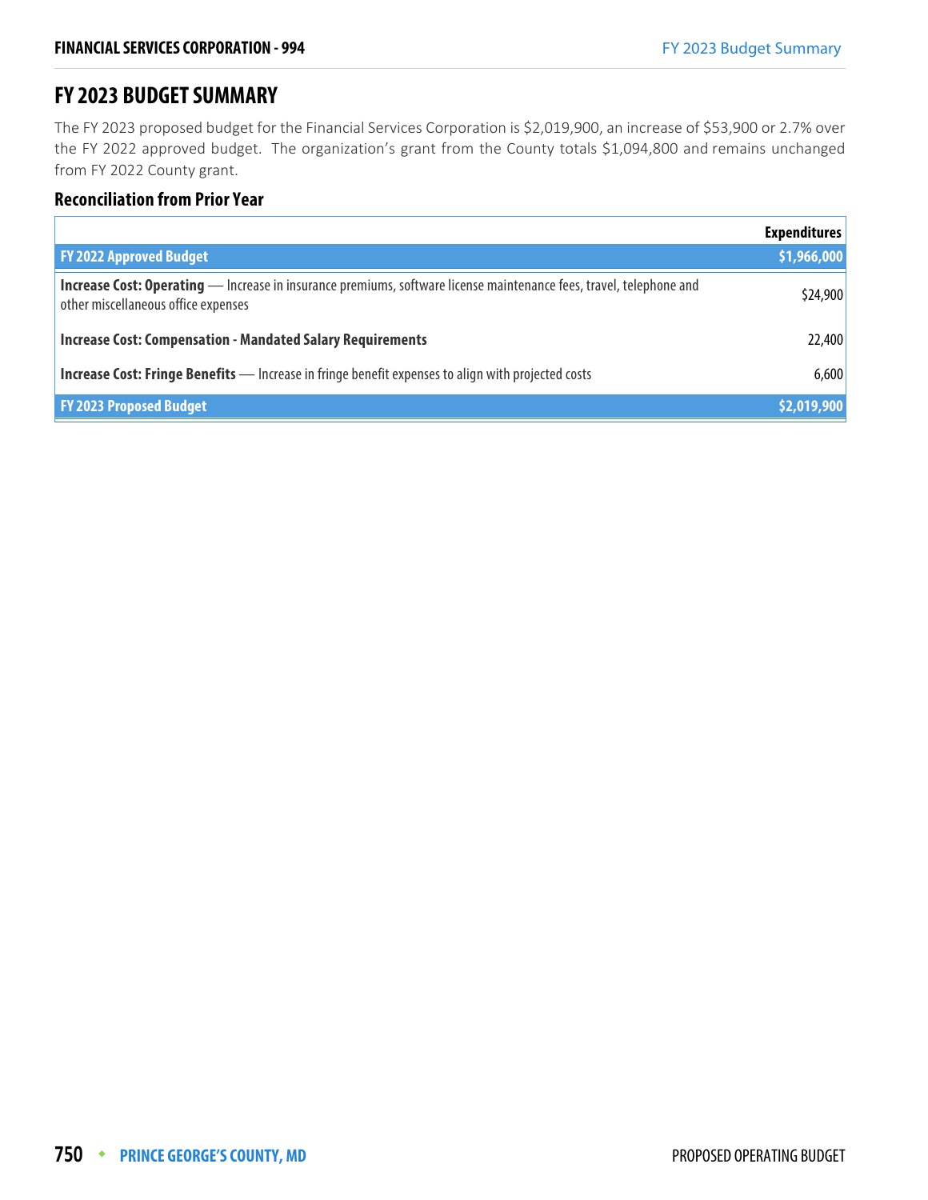## FY 2023 BUDGET SUMMARY

The FY 2023 proposed budget for the Financial Services Corporation is $2,019,900, an increase of $53,900 or 2.7% over the FY 2022 approved budget. The organization's grant from the County totals $1,094,800 and remains unchanged from FY 2022 County grant.

### Reconciliation from Prior Year

| | Expenditures |
|---|---|
| **FY 2022 Approved Budget** | **$1,966,000** |
| **Increase Cost: Operating** — Increase in insurance premiums, software license maintenance fees, travel, telephone and other miscellaneous office expenses | $24,900 |
| **Increase Cost: Compensation - Mandated Salary Requirements** | 22,400 |
| **Increase Cost: Fringe Benefits** — Increase in fringe benefit expenses to align with projected costs | 6,600 |
| **FY 2023 Proposed Budget** | **$2,019,900** |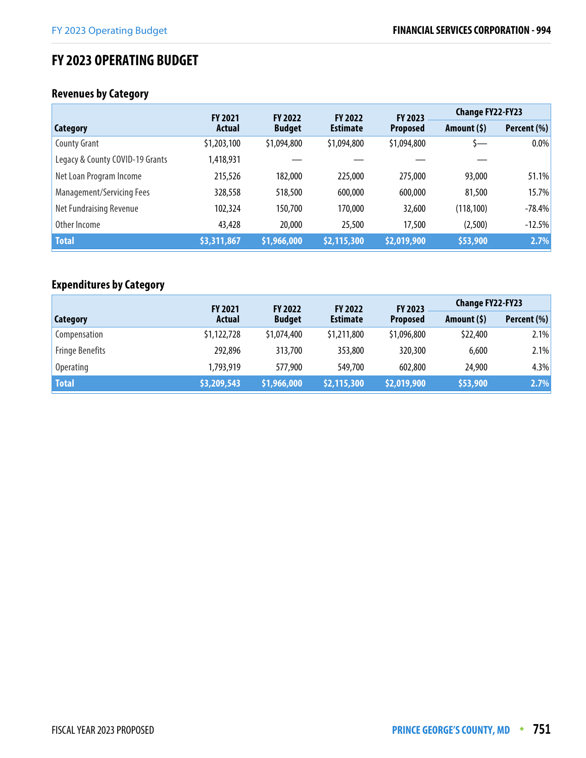# FY 2023 OPERATING BUDGET

## Revenues by Category

| Category | FY 2021 Actual | FY 2022 Budget | FY 2022 Estimate | FY 2023 Proposed | Change FY22-FY23 | |
|---|---|---|---|---|---|---|
| | | | | | Amount ($) | Percent (%) |
| County Grant | $1,203,100 | $1,094,800 | $1,094,800 | $1,094,800 | $— | 0.0% |
| Legacy & County COVID-19 Grants | 1,418,931 | — | — | — | — | |
| Net Loan Program Income | 215,526 | 182,000 | 225,000 | 275,000 | 93,000 | 51.1% |
| Management/Servicing Fees | 328,558 | 518,500 | 600,000 | 600,000 | 81,500 | 15.7% |
| Net Fundraising Revenue | 102,324 | 150,700 | 170,000 | 32,600 | (118,100) | -78.4% |
| Other Income | 43,428 | 20,000 | 25,500 | 17,500 | (2,500) | -12.5% |
| **Total** | **$3,311,867** | **$1,966,000** | **$2,115,300** | **$2,019,900** | **$53,900** | **2.7%** |

## Expenditures by Category

| Category | FY 2021 Actual | FY 2022 Budget | FY 2022 Estimate | FY 2023 Proposed | Change FY22-FY23 | |
|---|---|---|---|---|---|---|
| | | | | | Amount ($) | Percent (%) |
| Compensation | $1,122,728 | $1,074,400 | $1,211,800 | $1,096,800 | $22,400 | 2.1% |
| Fringe Benefits | 292,896 | 313,700 | 353,800 | 320,300 | 6,600 | 2.1% |
| Operating | 1,793,919 | 577,900 | 549,700 | 602,800 | 24,900 | 4.3% |
| **Total** | **$3,209,543** | **$1,966,000** | **$2,115,300** | **$2,019,900** | **$53,900** | **2.7%** |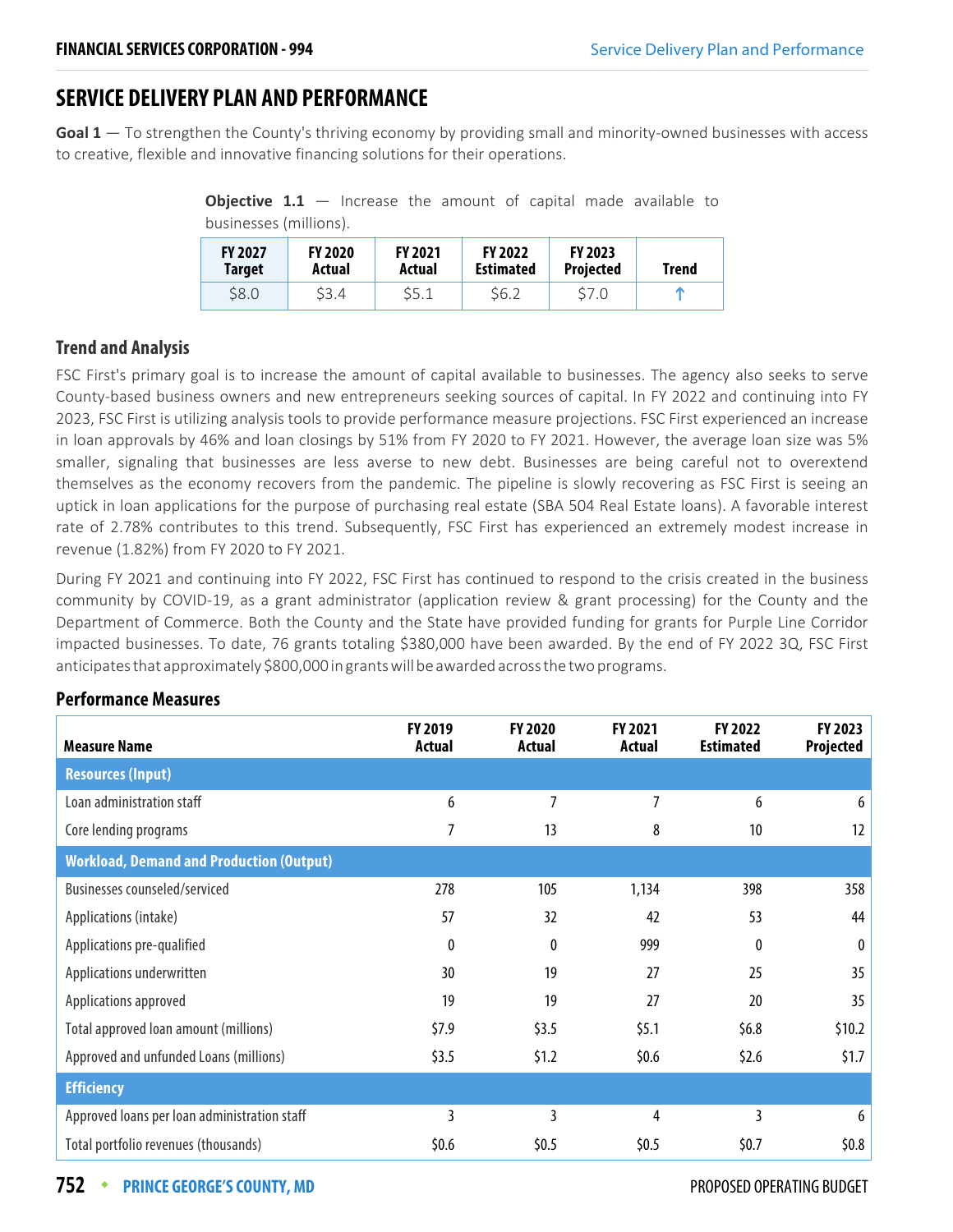# SERVICE DELIVERY PLAN AND PERFORMANCE

**Goal 1** — To strengthen the County's thriving economy by providing small and minority-owned businesses with access to creative, flexible and innovative financing solutions for their operations.

**Objective 1.1** — Increase the amount of capital made available to businesses (millions).

| FY 2027 Target | FY 2020 Actual | FY 2021 Actual | FY 2022 Estimated | FY 2023 Projected | Trend |
|---|---|---|---|---|---|
| $8.0 | $3.4 | $5.1 | $6.2 | $7.0 | ↑ |

### Trend and Analysis

FSC First's primary goal is to increase the amount of capital available to businesses. The agency also seeks to serve County-based business owners and new entrepreneurs seeking sources of capital. In FY 2022 and continuing into FY 2023, FSC First is utilizing analysis tools to provide performance measure projections. FSC First experienced an increase in loan approvals by 46% and loan closings by 51% from FY 2020 to FY 2021. However, the average loan size was 5% smaller, signaling that businesses are less averse to new debt. Businesses are being careful not to overextend themselves as the economy recovers from the pandemic. The pipeline is slowly recovering as FSC First is seeing an uptick in loan applications for the purpose of purchasing real estate (SBA 504 Real Estate loans). A favorable interest rate of 2.78% contributes to this trend. Subsequently, FSC First has experienced an extremely modest increase in revenue (1.82%) from FY 2020 to FY 2021.

During FY 2021 and continuing into FY 2022, FSC First has continued to respond to the crisis created in the business community by COVID-19, as a grant administrator (application review & grant processing) for the County and the Department of Commerce. Both the County and the State have provided funding for grants for Purple Line Corridor impacted businesses. To date, 76 grants totaling $380,000 have been awarded. By the end of FY 2022 3Q, FSC First anticipates that approximately $800,000 in grants will be awarded across the two programs.

### Performance Measures

| Measure Name | FY 2019 Actual | FY 2020 Actual | FY 2021 Actual | FY 2022 Estimated | FY 2023 Projected |
|---|---|---|---|---|---|
| **Resources (Input)** | | | | | |
| Loan administration staff | 6 | 7 | 7 | 6 | 6 |
| Core lending programs | 7 | 13 | 8 | 10 | 12 |
| **Workload, Demand and Production (Output)** | | | | | |
| Businesses counseled/serviced | 278 | 105 | 1,134 | 398 | 358 |
| Applications (intake) | 57 | 32 | 42 | 53 | 44 |
| Applications pre-qualified | 0 | 0 | 999 | 0 | 0 |
| Applications underwritten | 30 | 19 | 27 | 25 | 35 |
| Applications approved | 19 | 19 | 27 | 20 | 35 |
| Total approved loan amount (millions) | $7.9 | $3.5 | $5.1 | $6.8 | $10.2 |
| Approved and unfunded Loans (millions) | $3.5 | $1.2 | $0.6 | $2.6 | $1.7 |
| **Efficiency** | | | | | |
| Approved loans per loan administration staff | 3 | 3 | 4 | 3 | 6 |
| Total portfolio revenues (thousands) | $0.6 | $0.5 | $0.5 | $0.7 | $0.8 |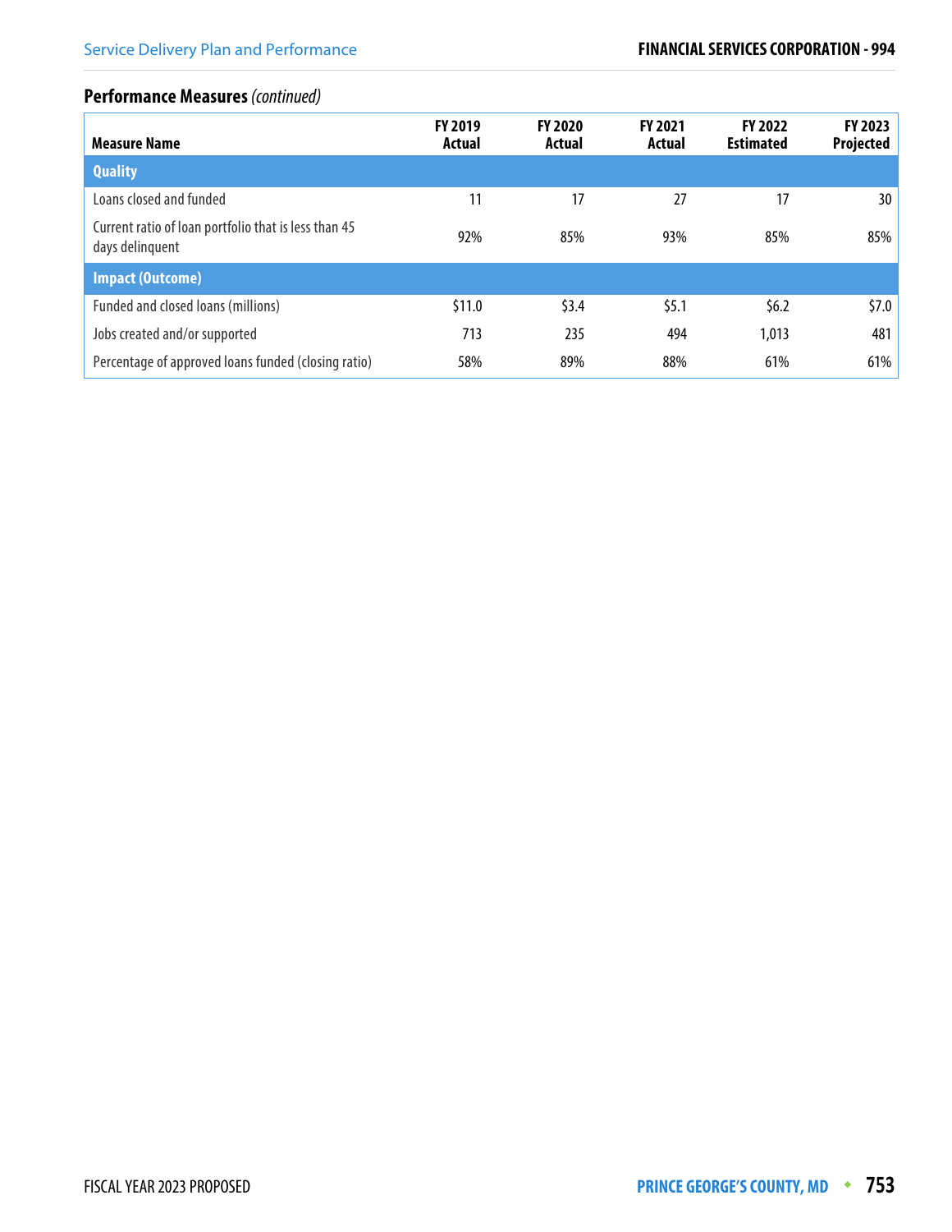## Performance Measures *(continued)*

| Measure Name | FY 2019 Actual | FY 2020 Actual | FY 2021 Actual | FY 2022 Estimated | FY 2023 Projected |
|---|---|---|---|---|---|
| **Quality** | | | | | |
| Loans closed and funded | 11 | 17 | 27 | 17 | 30 |
| Current ratio of loan portfolio that is less than 45 days delinquent | 92% | 85% | 93% | 85% | 85% |
| **Impact (Outcome)** | | | | | |
| Funded and closed loans (millions) | $11.0 | $3.4 | $5.1 | $6.2 | $7.0 |
| Jobs created and/or supported | 713 | 235 | 494 | 1,013 | 481 |
| Percentage of approved loans funded (closing ratio) | 58% | 89% | 88% | 61% | 61% |